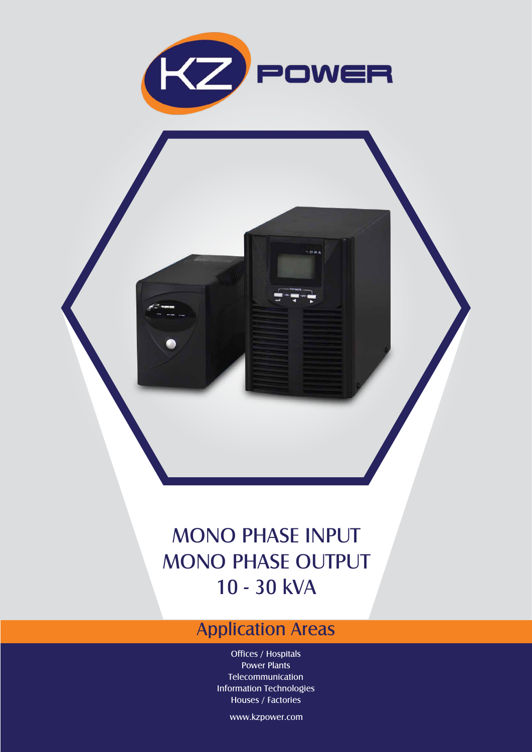KZ POWER

# MONO PHASE INPUT
# MONO PHASE OUTPUT
# 10 - 30 kVA

## Application Areas

Offices / Hospitals
Power Plants
Telecommunication
Information Technologies
Houses / Factories

www.kzpower.com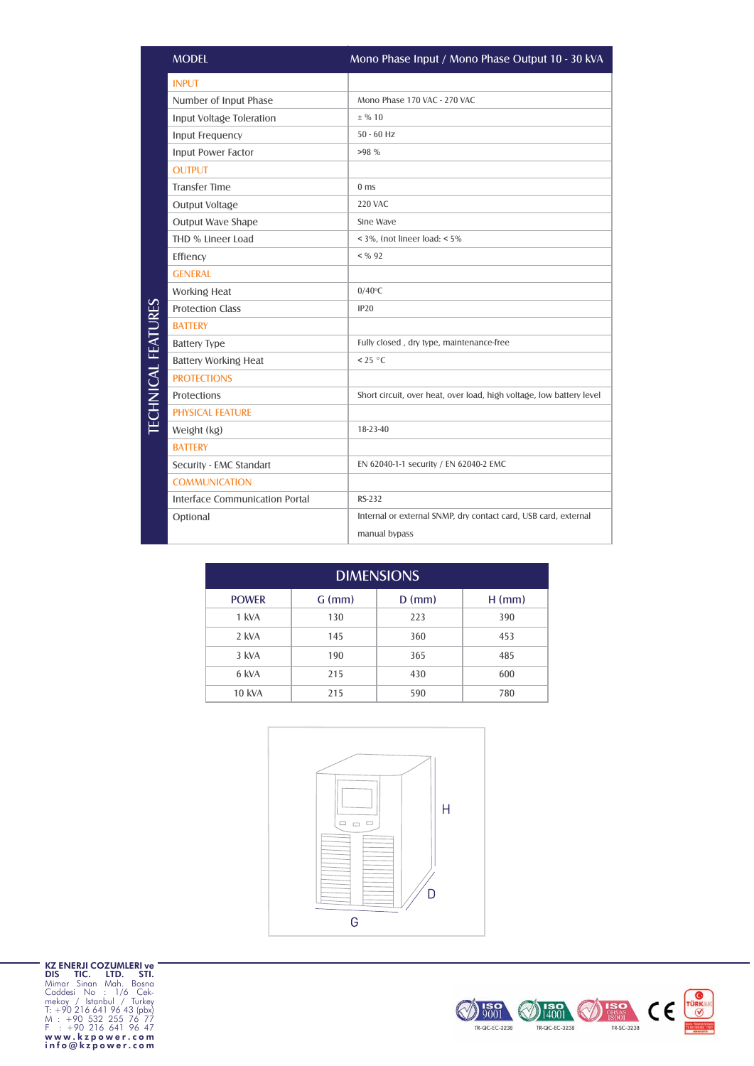## TECHNICAL FEATURES

| MODEL | Mono Phase Input / Mono Phase Output 10 - 30 kVA |
|---|---|
| **INPUT** | |
| Number of Input Phase | Mono Phase 170 VAC - 270 VAC |
| Input Voltage Toleration | ± % 10 |
| Input Frequency | 50 - 60 Hz |
| Input Power Factor | >98 % |
| **OUTPUT** | |
| Transfer Time | 0 ms |
| Output Voltage | 220 VAC |
| Output Wave Shape | Sine Wave |
| THD % Lineer Load | < 3%, (not lineer load: < 5% |
| Effiency | < % 92 |
| **GENERAL** | |
| Working Heat | 0/40°C |
| Protection Class | IP20 |
| **BATTERY** | |
| Battery Type | Fully closed , dry type, maintenance-free |
| Battery Working Heat | < 25 °C |
| **PROTECTIONS** | |
| Protections | Short circuit, over heat, over load, high voltage, low battery level |
| **PHYSICAL FEATURE** | |
| Weight (kg) | 18-23-40 |
| **BATTERY** | |
| Security - EMC Standart | EN 62040-1-1 security / EN 62040-2 EMC |
| **COMMUNICATION** | |
| Interface Communication Portal | RS-232 |
| Optional | Internal or external SNMP, dry contact card, USB card, external manual bypass |

## DIMENSIONS

| POWER | G (mm) | D (mm) | H (mm) |
|---|---|---|---|
| 1 kVA | 130 | 223 | 390 |
| 2 kVA | 145 | 360 | 453 |
| 3 kVA | 190 | 365 | 485 |
| 6 kVA | 215 | 430 | 600 |
| 10 kVA | 215 | 590 | 780 |

H

D

G

**KZ ENERJI COZUMLERI ve DIS TIC. LTD. STI.**
Mimar Sinan Mah. Bosna Caddesi No : 1/6 Cekmekoy / Istanbul / Turkey
T: +90 216 641 96 43 (pbx)
M : +90 532 255 76 77
F : +90 216 641 96 47
**www.kzpower.com**
**info@kzpower.com**

TR-QC-EC-3238 TR-QC-EC-3238 TR-SC-3238